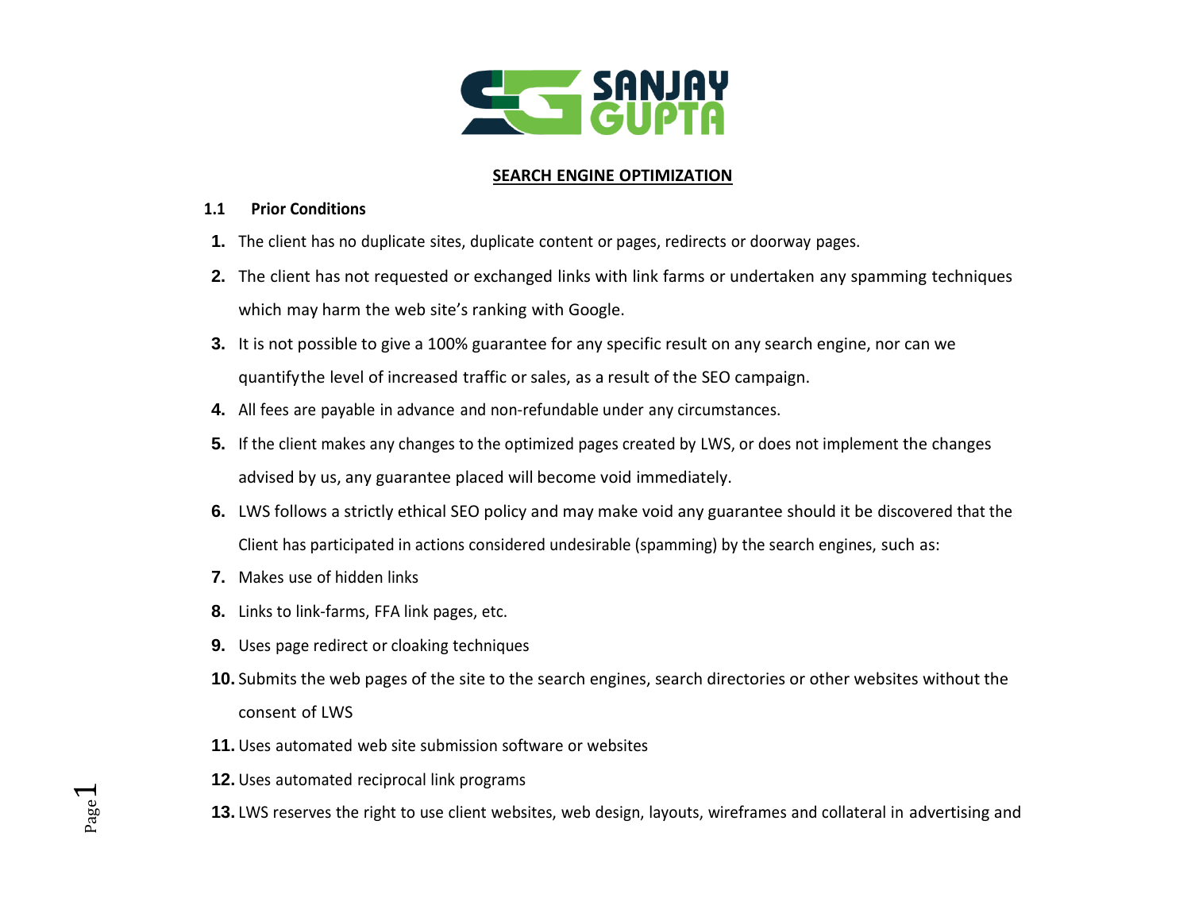SANJAY GUPTA

# SEARCH ENGINE OPTIMIZATION

## 1.1 Prior Conditions

1. The client has no duplicate sites, duplicate content or pages, redirects or doorway pages.
2. The client has not requested or exchanged links with link farms or undertaken any spamming techniques which may harm the web site's ranking with Google.
3. It is not possible to give a 100% guarantee for any specific result on any search engine, nor can we quantifythe level of increased traffic or sales, as a result of the SEO campaign.
4. All fees are payable in advance and non-refundable under any circumstances.
5. If the client makes any changes to the optimized pages created by LWS, or does not implement the changes advised by us, any guarantee placed will become void immediately.
6. LWS follows a strictly ethical SEO policy and may make void any guarantee should it be discovered that the Client has participated in actions considered undesirable (spamming) by the search engines, such as:
7. Makes use of hidden links
8. Links to link-farms, FFA link pages, etc.
9. Uses page redirect or cloaking techniques
10. Submits the web pages of the site to the search engines, search directories or other websites without the consent of LWS
11. Uses automated web site submission software or websites
12. Uses automated reciprocal link programs
13. LWS reserves the right to use client websites, web design, layouts, wireframes and collateral in advertising and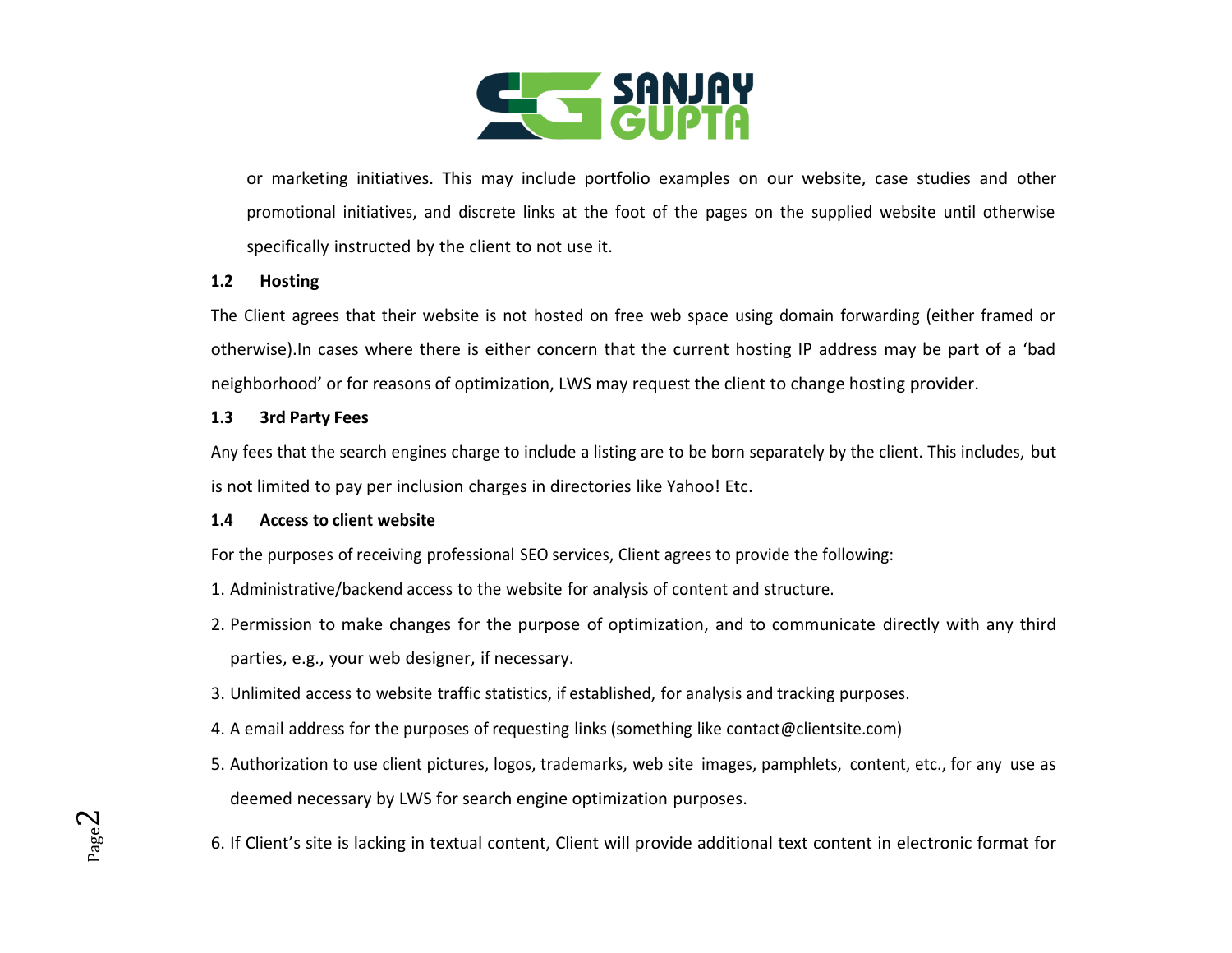or marketing initiatives. This may include portfolio examples on our website, case studies and other promotional initiatives, and discrete links at the foot of the pages on the supplied website until otherwise specifically instructed by the client to not use it.

### 1.2 Hosting

The Client agrees that their website is not hosted on free web space using domain forwarding (either framed or otherwise).In cases where there is either concern that the current hosting IP address may be part of a 'bad neighborhood' or for reasons of optimization, LWS may request the client to change hosting provider.

### 1.3 3rd Party Fees

Any fees that the search engines charge to include a listing are to be born separately by the client. This includes, but is not limited to pay per inclusion charges in directories like Yahoo! Etc.

### 1.4 Access to client website

For the purposes of receiving professional SEO services, Client agrees to provide the following:

1. Administrative/backend access to the website for analysis of content and structure.
2. Permission to make changes for the purpose of optimization, and to communicate directly with any third parties, e.g., your web designer, if necessary.
3. Unlimited access to website traffic statistics, if established, for analysis and tracking purposes.
4. A email address for the purposes of requesting links (something like contact@clientsite.com)
5. Authorization to use client pictures, logos, trademarks, web site images, pamphlets, content, etc., for any use as deemed necessary by LWS for search engine optimization purposes.
6. If Client's site is lacking in textual content, Client will provide additional text content in electronic format for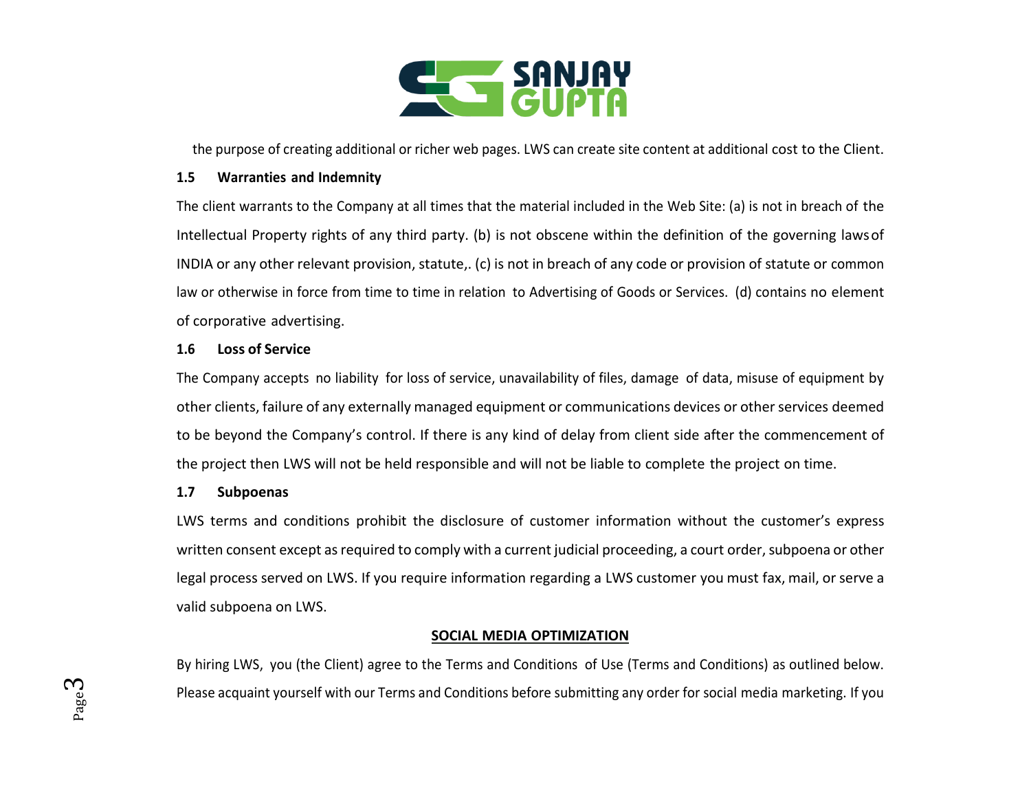the purpose of creating additional or richer web pages. LWS can create site content at additional cost to the Client.

**1.5 Warranties and Indemnity**

The client warrants to the Company at all times that the material included in the Web Site: (a) is not in breach of the Intellectual Property rights of any third party. (b) is not obscene within the definition of the governing laws of INDIA or any other relevant provision, statute,. (c) is not in breach of any code or provision of statute or common law or otherwise in force from time to time in relation to Advertising of Goods or Services. (d) contains no element of corporative advertising.

**1.6 Loss of Service**

The Company accepts no liability for loss of service, unavailability of files, damage of data, misuse of equipment by other clients, failure of any externally managed equipment or communications devices or other services deemed to be beyond the Company's control. If there is any kind of delay from client side after the commencement of the project then LWS will not be held responsible and will not be liable to complete the project on time.

**1.7 Subpoenas**

LWS terms and conditions prohibit the disclosure of customer information without the customer's express written consent except as required to comply with a current judicial proceeding, a court order, subpoena or other legal process served on LWS. If you require information regarding a LWS customer you must fax, mail, or serve a valid subpoena on LWS.

## SOCIAL MEDIA OPTIMIZATION

By hiring LWS, you (the Client) agree to the Terms and Conditions of Use (Terms and Conditions) as outlined below. Please acquaint yourself with our Terms and Conditions before submitting any order for social media marketing. If you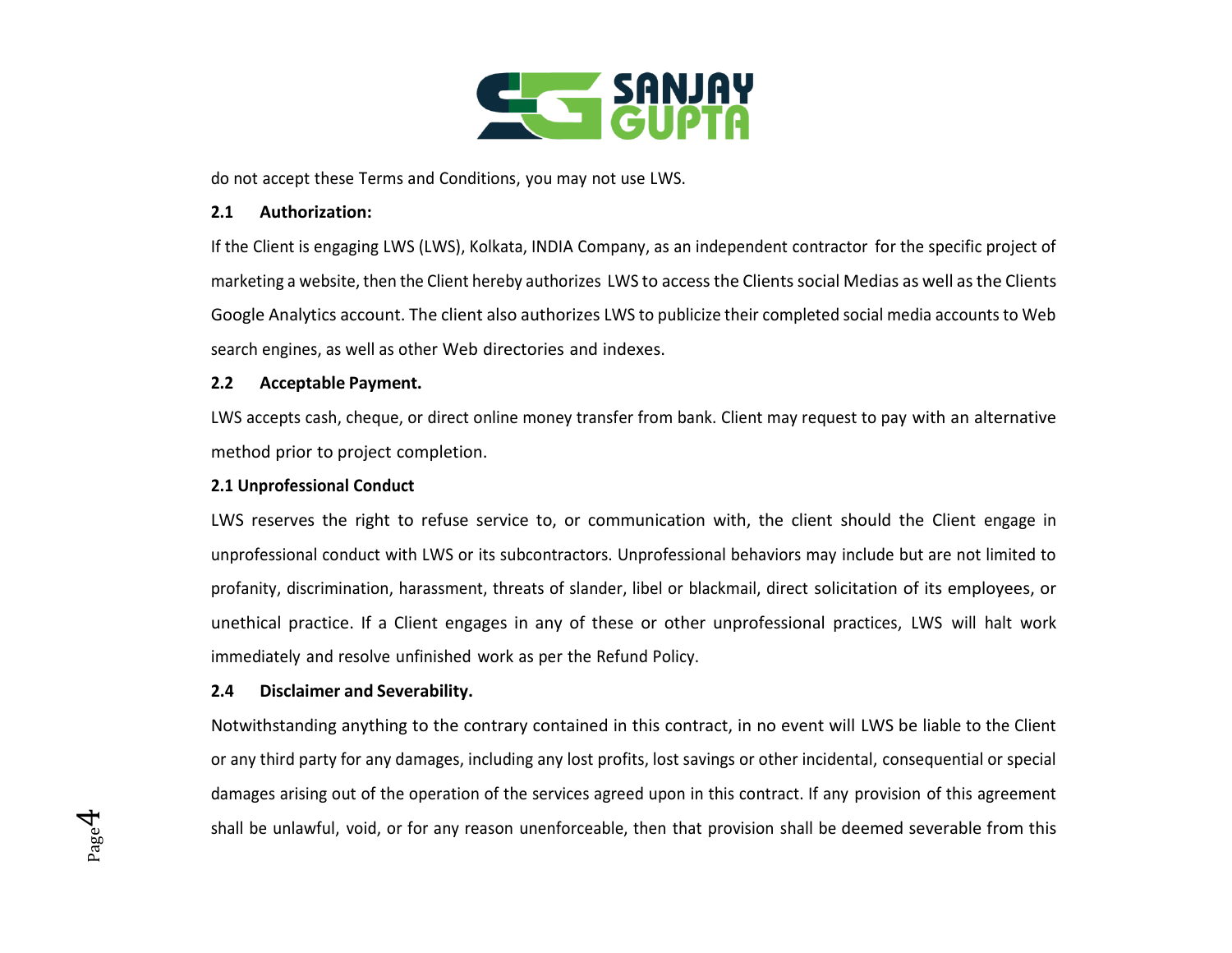do not accept these Terms and Conditions, you may not use LWS.

**2.1 Authorization:**

If the Client is engaging LWS (LWS), Kolkata, INDIA Company, as an independent contractor for the specific project of marketing a website, then the Client hereby authorizes LWS to access the Clients social Medias as well as the Clients Google Analytics account. The client also authorizes LWS to publicize their completed social media accounts to Web search engines, as well as other Web directories and indexes.

**2.2 Acceptable Payment.**

LWS accepts cash, cheque, or direct online money transfer from bank. Client may request to pay with an alternative method prior to project completion.

**2.1 Unprofessional Conduct**

LWS reserves the right to refuse service to, or communication with, the client should the Client engage in unprofessional conduct with LWS or its subcontractors. Unprofessional behaviors may include but are not limited to profanity, discrimination, harassment, threats of slander, libel or blackmail, direct solicitation of its employees, or unethical practice. If a Client engages in any of these or other unprofessional practices, LWS will halt work immediately and resolve unfinished work as per the Refund Policy.

**2.4 Disclaimer and Severability.**

Notwithstanding anything to the contrary contained in this contract, in no event will LWS be liable to the Client or any third party for any damages, including any lost profits, lost savings or other incidental, consequential or special damages arising out of the operation of the services agreed upon in this contract. If any provision of this agreement shall be unlawful, void, or for any reason unenforceable, then that provision shall be deemed severable from this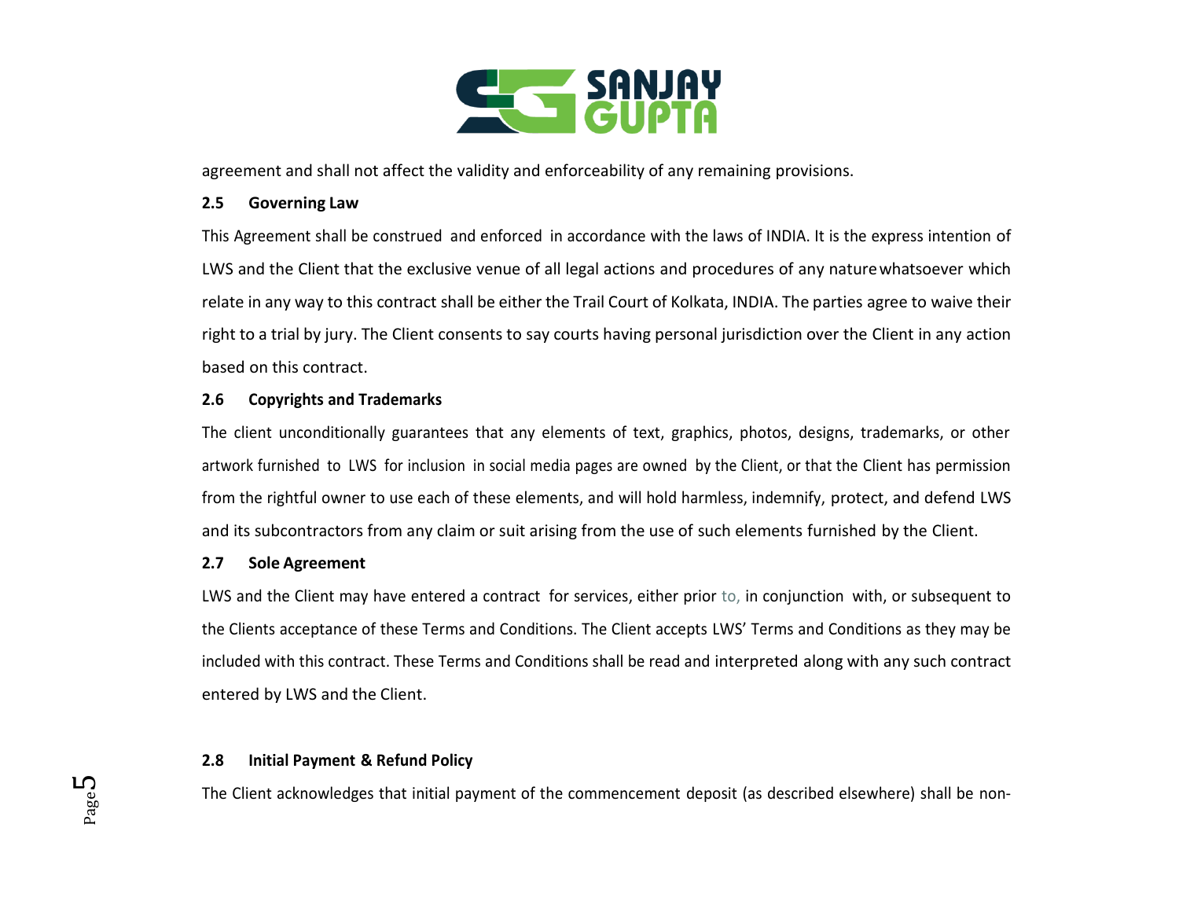agreement and shall not affect the validity and enforceability of any remaining provisions.

**2.5 Governing Law**

This Agreement shall be construed and enforced in accordance with the laws of INDIA. It is the express intention of LWS and the Client that the exclusive venue of all legal actions and procedures of any nature whatsoever which relate in any way to this contract shall be either the Trail Court of Kolkata, INDIA. The parties agree to waive their right to a trial by jury. The Client consents to say courts having personal jurisdiction over the Client in any action based on this contract.

**2.6 Copyrights and Trademarks**

The client unconditionally guarantees that any elements of text, graphics, photos, designs, trademarks, or other artwork furnished to LWS for inclusion in social media pages are owned by the Client, or that the Client has permission from the rightful owner to use each of these elements, and will hold harmless, indemnify, protect, and defend LWS and its subcontractors from any claim or suit arising from the use of such elements furnished by the Client.

**2.7 Sole Agreement**

LWS and the Client may have entered a contract for services, either prior to, in conjunction with, or subsequent to the Clients acceptance of these Terms and Conditions. The Client accepts LWS' Terms and Conditions as they may be included with this contract. These Terms and Conditions shall be read and interpreted along with any such contract entered by LWS and the Client.

**2.8 Initial Payment & Refund Policy**

The Client acknowledges that initial payment of the commencement deposit (as described elsewhere) shall be non-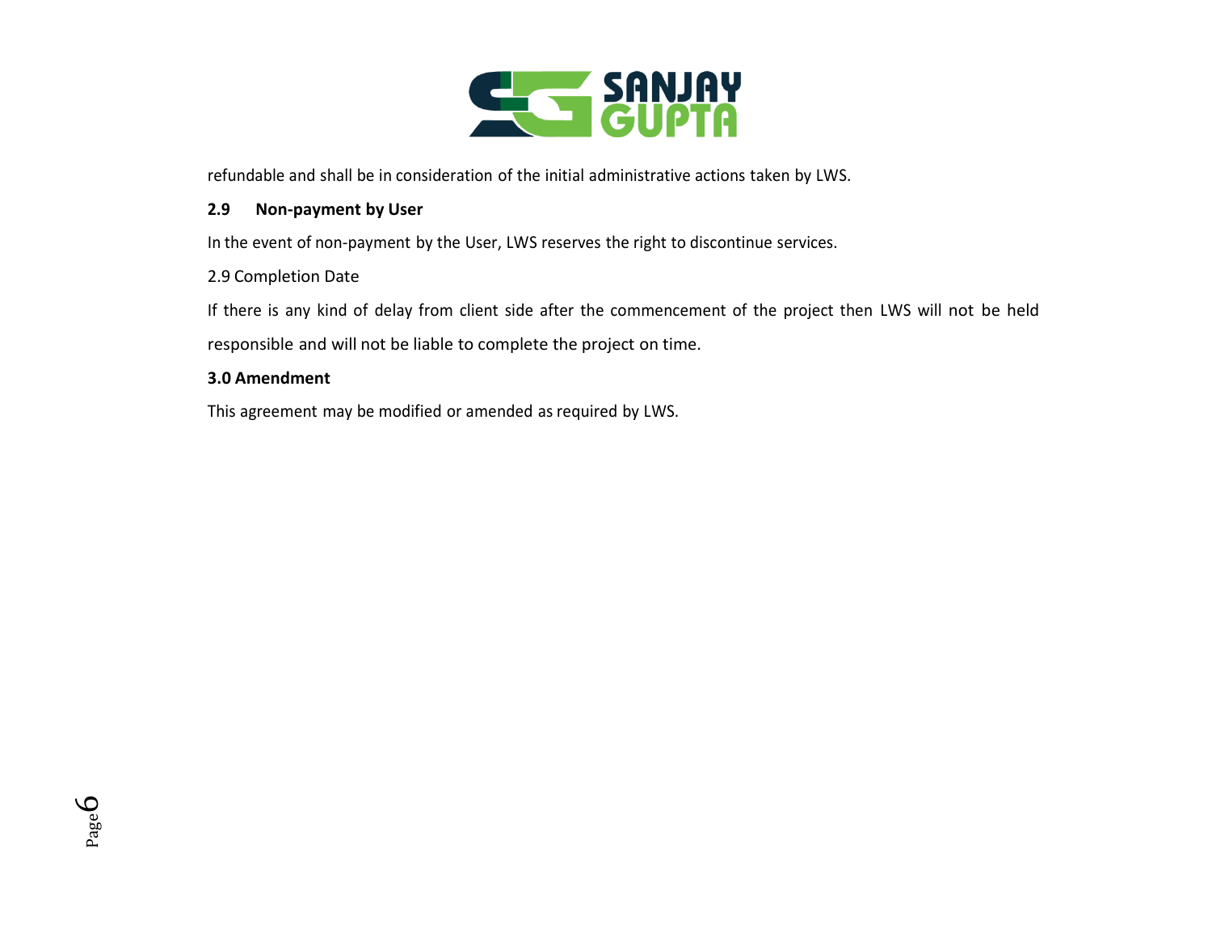refundable and shall be in consideration of the initial administrative actions taken by LWS.

### 2.9 Non-payment by User

In the event of non-payment by the User, LWS reserves the right to discontinue services.

2.9 Completion Date

If there is any kind of delay from client side after the commencement of the project then LWS will not be held responsible and will not be liable to complete the project on time.

### 3.0 Amendment

This agreement may be modified or amended as required by LWS.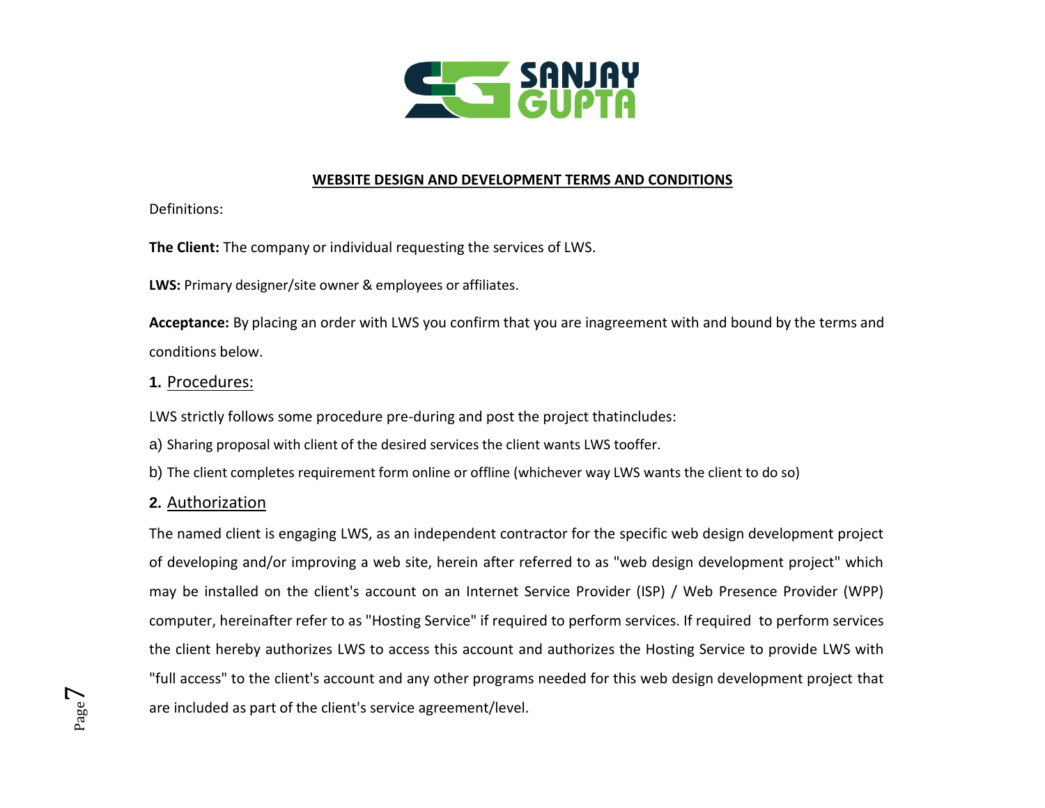**WEBSITE DESIGN AND DEVELOPMENT TERMS AND CONDITIONS**

Definitions:

**The Client:** The company or individual requesting the services of LWS.

**LWS:** Primary designer/site owner & employees or affiliates.

**Acceptance:** By placing an order with LWS you confirm that you are inagreement with and bound by the terms and conditions below.

## 1. Procedures:

LWS strictly follows some procedure pre-during and post the project thatincludes:

a) Sharing proposal with client of the desired services the client wants LWS tooffer.

b) The client completes requirement form online or offline (whichever way LWS wants the client to do so)

## 2. Authorization

The named client is engaging LWS, as an independent contractor for the specific web design development project of developing and/or improving a web site, herein after referred to as "web design development project" which may be installed on the client's account on an Internet Service Provider (ISP) / Web Presence Provider (WPP) computer, hereinafter refer to as "Hosting Service" if required to perform services. If required to perform services the client hereby authorizes LWS to access this account and authorizes the Hosting Service to provide LWS with "full access" to the client's account and any other programs needed for this web design development project that are included as part of the client's service agreement/level.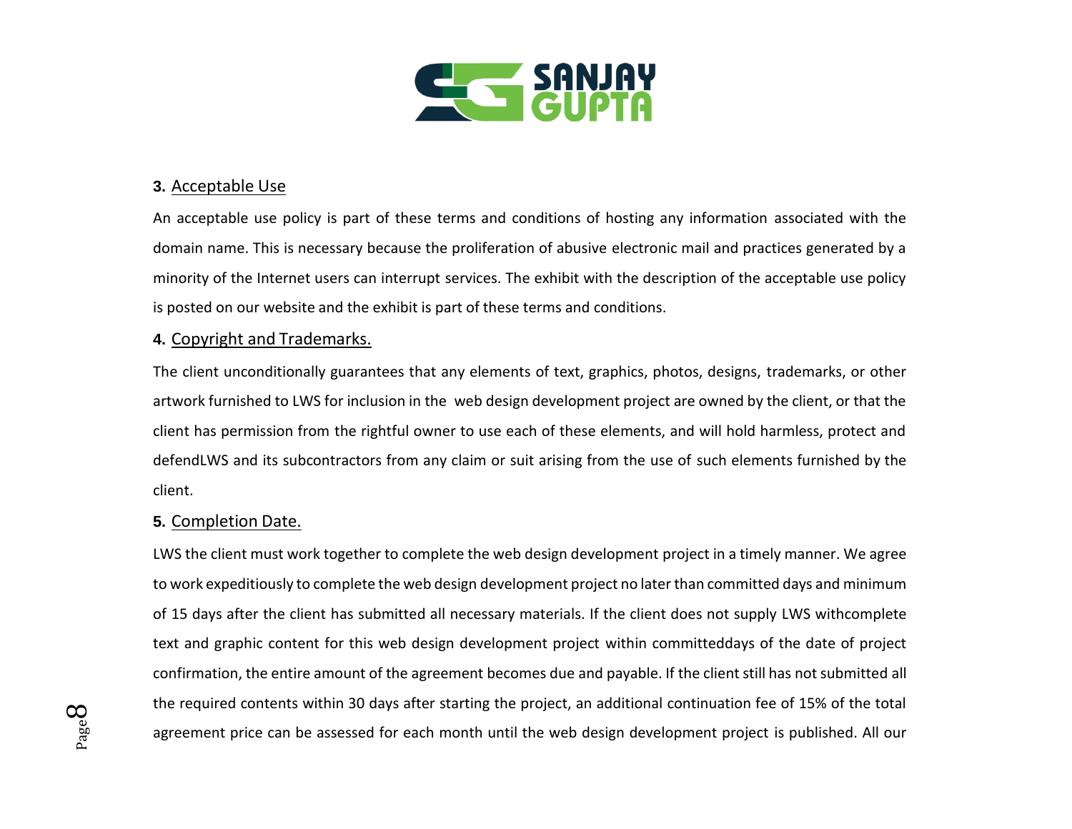**3.** <u>Acceptable Use</u>

An acceptable use policy is part of these terms and conditions of hosting any information associated with the domain name. This is necessary because the proliferation of abusive electronic mail and practices generated by a minority of the Internet users can interrupt services. The exhibit with the description of the acceptable use policy is posted on our website and the exhibit is part of these terms and conditions.

**4.** <u>Copyright and Trademarks.</u>

The client unconditionally guarantees that any elements of text, graphics, photos, designs, trademarks, or other artwork furnished to LWS for inclusion in the web design development project are owned by the client, or that the client has permission from the rightful owner to use each of these elements, and will hold harmless, protect and defendLWS and its subcontractors from any claim or suit arising from the use of such elements furnished by the client.

**5.** <u>Completion Date.</u>

LWS the client must work together to complete the web design development project in a timely manner. We agree to work expeditiously to complete the web design development project no later than committed days and minimum of 15 days after the client has submitted all necessary materials. If the client does not supply LWS withcomplete text and graphic content for this web design development project within committeddays of the date of project confirmation, the entire amount of the agreement becomes due and payable. If the client still has not submitted all the required contents within 30 days after starting the project, an additional continuation fee of 15% of the total agreement price can be assessed for each month until the web design development project is published. All our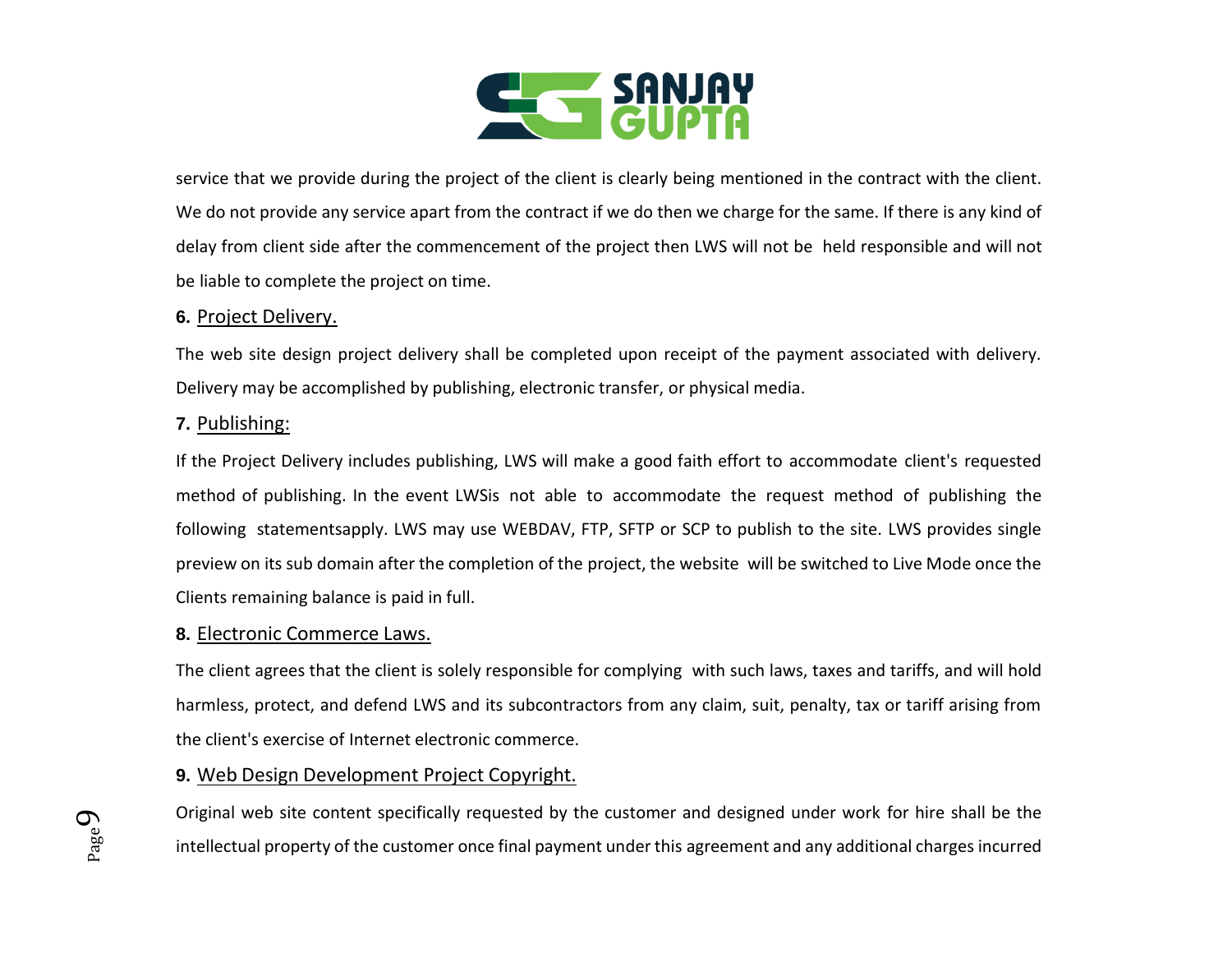service that we provide during the project of the client is clearly being mentioned in the contract with the client. We do not provide any service apart from the contract if we do then we charge for the same. If there is any kind of delay from client side after the commencement of the project then LWS will not be held responsible and will not be liable to complete the project on time.

**6.** Project Delivery.

The web site design project delivery shall be completed upon receipt of the payment associated with delivery. Delivery may be accomplished by publishing, electronic transfer, or physical media.

**7.** Publishing:

If the Project Delivery includes publishing, LWS will make a good faith effort to accommodate client's requested method of publishing. In the event LWSis not able to accommodate the request method of publishing the following statementsapply. LWS may use WEBDAV, FTP, SFTP or SCP to publish to the site. LWS provides single preview on its sub domain after the completion of the project, the website will be switched to Live Mode once the Clients remaining balance is paid in full.

**8.** Electronic Commerce Laws.

The client agrees that the client is solely responsible for complying with such laws, taxes and tariffs, and will hold harmless, protect, and defend LWS and its subcontractors from any claim, suit, penalty, tax or tariff arising from the client's exercise of Internet electronic commerce.

**9.** Web Design Development Project Copyright.

Original web site content specifically requested by the customer and designed under work for hire shall be the intellectual property of the customer once final payment under this agreement and any additional charges incurred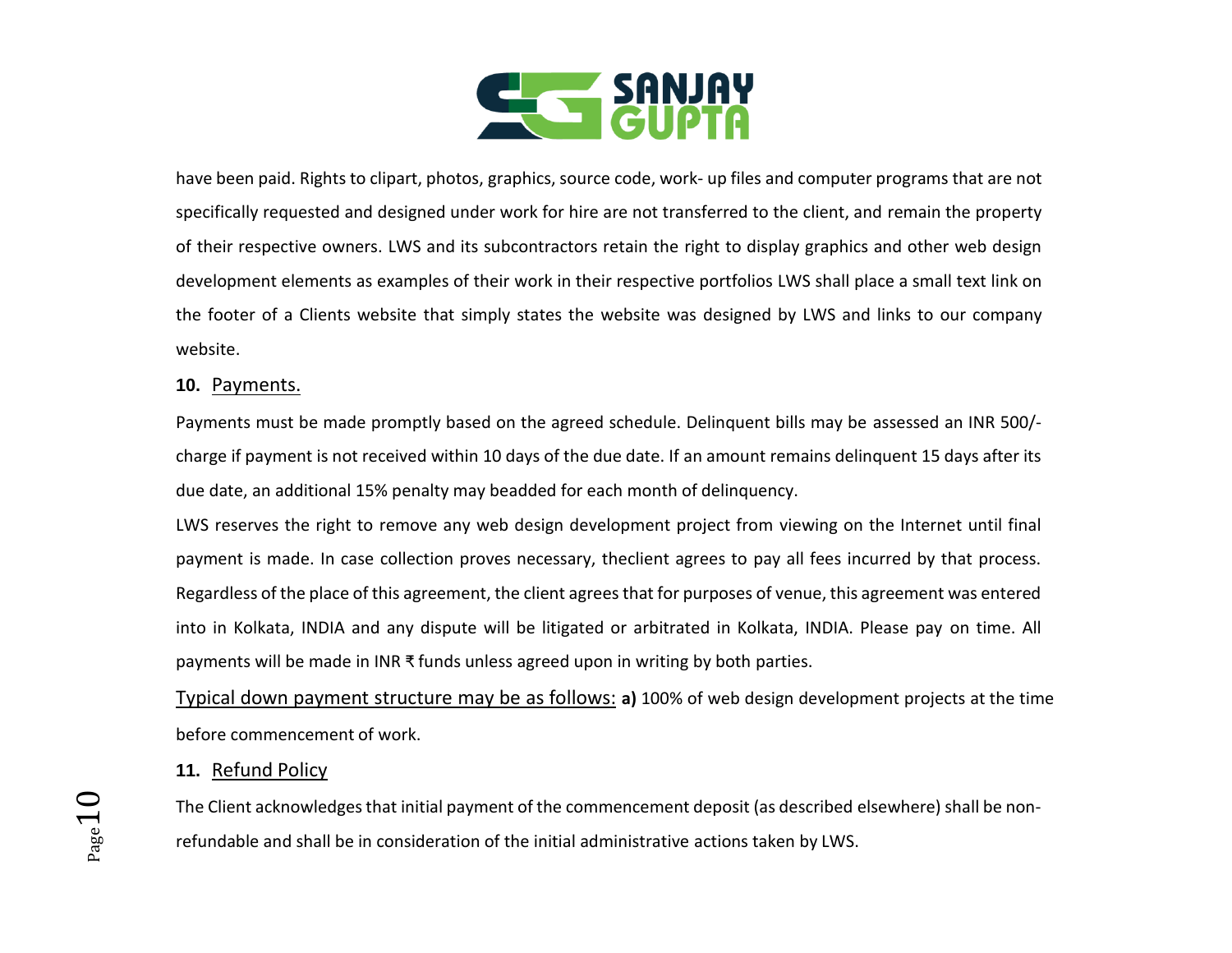have been paid. Rights to clipart, photos, graphics, source code, work- up files and computer programs that are not specifically requested and designed under work for hire are not transferred to the client, and remain the property of their respective owners. LWS and its subcontractors retain the right to display graphics and other web design development elements as examples of their work in their respective portfolios LWS shall place a small text link on the footer of a Clients website that simply states the website was designed by LWS and links to our company website.

**10.** Payments.

Payments must be made promptly based on the agreed schedule. Delinquent bills may be assessed an INR 500/- charge if payment is not received within 10 days of the due date. If an amount remains delinquent 15 days after its due date, an additional 15% penalty may beadded for each month of delinquency.

LWS reserves the right to remove any web design development project from viewing on the Internet until final payment is made. In case collection proves necessary, theclient agrees to pay all fees incurred by that process. Regardless of the place of this agreement, the client agrees that for purposes of venue, this agreement was entered into in Kolkata, INDIA and any dispute will be litigated or arbitrated in Kolkata, INDIA. Please pay on time. All payments will be made in INR ₹ funds unless agreed upon in writing by both parties.

Typical down payment structure may be as follows: **a)** 100% of web design development projects at the time before commencement of work.

**11.** Refund Policy

The Client acknowledges that initial payment of the commencement deposit (as described elsewhere) shall be non-refundable and shall be in consideration of the initial administrative actions taken by LWS.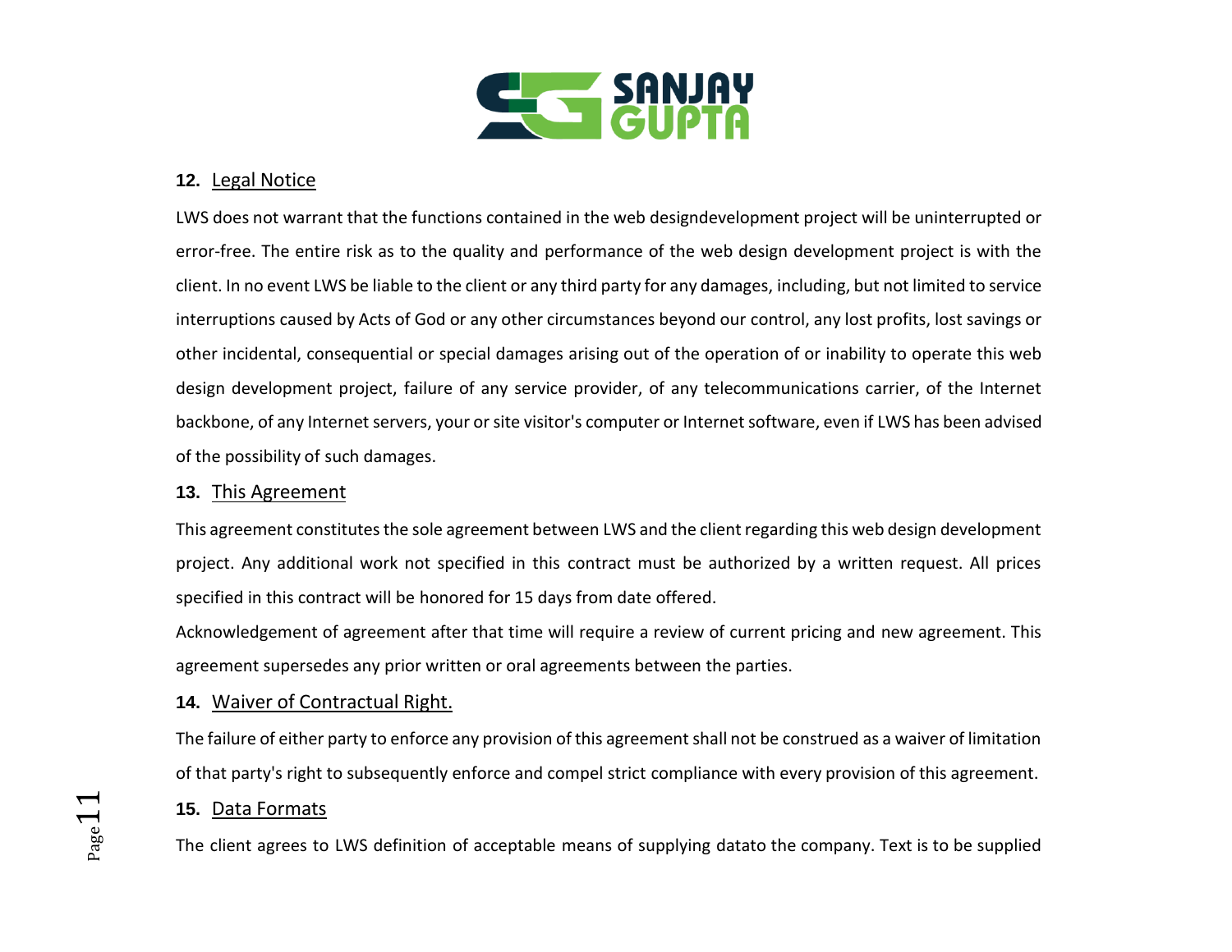**12.** Legal Notice

LWS does not warrant that the functions contained in the web designdevelopment project will be uninterrupted or error-free. The entire risk as to the quality and performance of the web design development project is with the client. In no event LWS be liable to the client or any third party for any damages, including, but not limited to service interruptions caused by Acts of God or any other circumstances beyond our control, any lost profits, lost savings or other incidental, consequential or special damages arising out of the operation of or inability to operate this web design development project, failure of any service provider, of any telecommunications carrier, of the Internet backbone, of any Internet servers, your or site visitor's computer or Internet software, even if LWS has been advised of the possibility of such damages.

**13.** This Agreement

This agreement constitutes the sole agreement between LWS and the client regarding this web design development project. Any additional work not specified in this contract must be authorized by a written request. All prices specified in this contract will be honored for 15 days from date offered.

Acknowledgement of agreement after that time will require a review of current pricing and new agreement. This agreement supersedes any prior written or oral agreements between the parties.

**14.** Waiver of Contractual Right.

The failure of either party to enforce any provision of this agreement shall not be construed as a waiver of limitation of that party's right to subsequently enforce and compel strict compliance with every provision of this agreement.

**15.** Data Formats

The client agrees to LWS definition of acceptable means of supplying datato the company. Text is to be supplied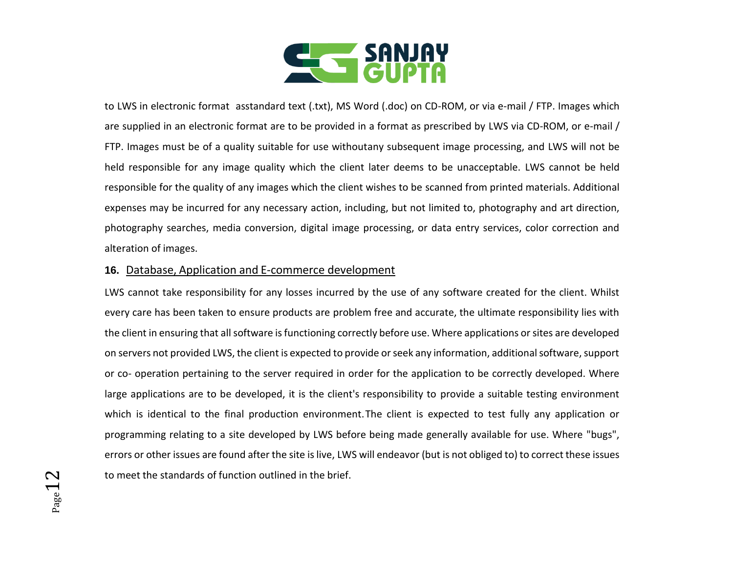to LWS in electronic format asstandard text (.txt), MS Word (.doc) on CD-ROM, or via e-mail / FTP. Images which are supplied in an electronic format are to be provided in a format as prescribed by LWS via CD-ROM, or e-mail / FTP. Images must be of a quality suitable for use withoutany subsequent image processing, and LWS will not be held responsible for any image quality which the client later deems to be unacceptable. LWS cannot be held responsible for the quality of any images which the client wishes to be scanned from printed materials. Additional expenses may be incurred for any necessary action, including, but not limited to, photography and art direction, photography searches, media conversion, digital image processing, or data entry services, color correction and alteration of images.

**16.** Database, Application and E-commerce development

LWS cannot take responsibility for any losses incurred by the use of any software created for the client. Whilst every care has been taken to ensure products are problem free and accurate, the ultimate responsibility lies with the client in ensuring that all software is functioning correctly before use. Where applications or sites are developed on servers not provided LWS, the client is expected to provide or seek any information, additional software, support or co- operation pertaining to the server required in order for the application to be correctly developed. Where large applications are to be developed, it is the client's responsibility to provide a suitable testing environment which is identical to the final production environment. The client is expected to test fully any application or programming relating to a site developed by LWS before being made generally available for use. Where "bugs", errors or other issues are found after the site is live, LWS will endeavor (but is not obliged to) to correct these issues to meet the standards of function outlined in the brief.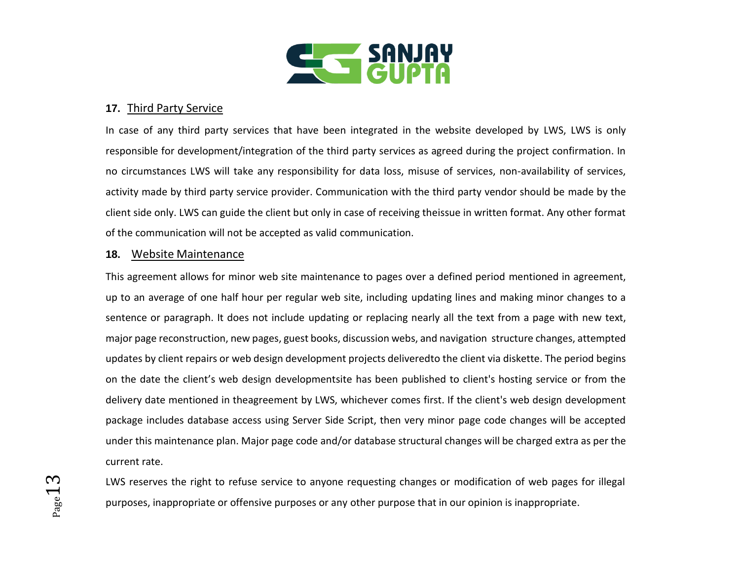**17.** Third Party Service

In case of any third party services that have been integrated in the website developed by LWS, LWS is only responsible for development/integration of the third party services as agreed during the project confirmation. In no circumstances LWS will take any responsibility for data loss, misuse of services, non-availability of services, activity made by third party service provider. Communication with the third party vendor should be made by the client side only. LWS can guide the client but only in case of receiving theissue in written format. Any other format of the communication will not be accepted as valid communication.

**18.** Website Maintenance

This agreement allows for minor web site maintenance to pages over a defined period mentioned in agreement, up to an average of one half hour per regular web site, including updating lines and making minor changes to a sentence or paragraph. It does not include updating or replacing nearly all the text from a page with new text, major page reconstruction, new pages, guest books, discussion webs, and navigation structure changes, attempted updates by client repairs or web design development projects deliveredto the client via diskette. The period begins on the date the client's web design developmentsite has been published to client's hosting service or from the delivery date mentioned in theagreement by LWS, whichever comes first. If the client's web design development package includes database access using Server Side Script, then very minor page code changes will be accepted under this maintenance plan. Major page code and/or database structural changes will be charged extra as per the current rate.

LWS reserves the right to refuse service to anyone requesting changes or modification of web pages for illegal purposes, inappropriate or offensive purposes or any other purpose that in our opinion is inappropriate.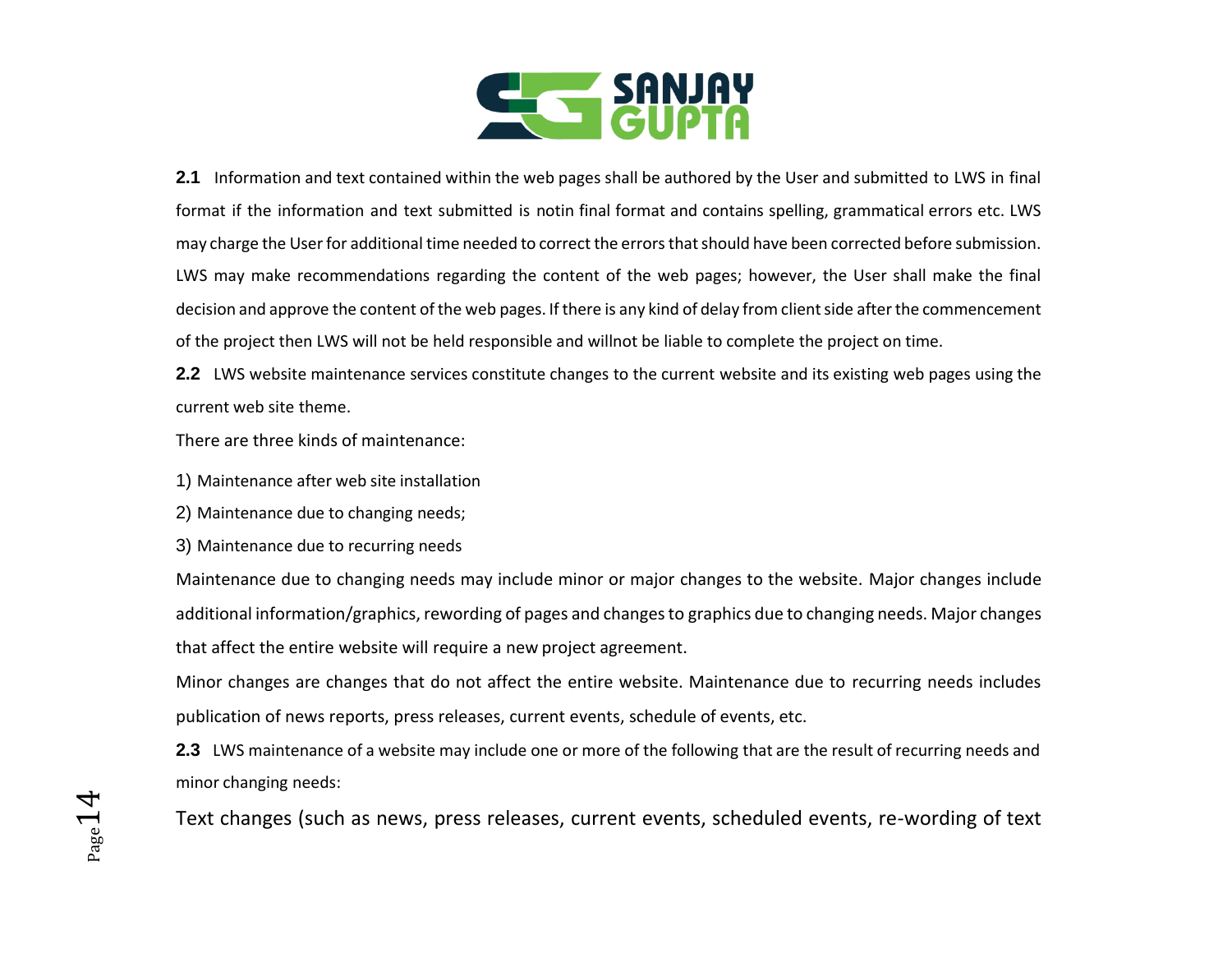**2.1** Information and text contained within the web pages shall be authored by the User and submitted to LWS in final format if the information and text submitted is notin final format and contains spelling, grammatical errors etc. LWS may charge the User for additional time needed to correct the errors that should have been corrected before submission. LWS may make recommendations regarding the content of the web pages; however, the User shall make the final decision and approve the content of the web pages. If there is any kind of delay from client side after the commencement of the project then LWS will not be held responsible and willnot be liable to complete the project on time.

**2.2** LWS website maintenance services constitute changes to the current website and its existing web pages using the current web site theme.

There are three kinds of maintenance:

1) Maintenance after web site installation

2) Maintenance due to changing needs;

3) Maintenance due to recurring needs

Maintenance due to changing needs may include minor or major changes to the website. Major changes include additional information/graphics, rewording of pages and changes to graphics due to changing needs. Major changes that affect the entire website will require a new project agreement.

Minor changes are changes that do not affect the entire website. Maintenance due to recurring needs includes publication of news reports, press releases, current events, schedule of events, etc.

**2.3** LWS maintenance of a website may include one or more of the following that are the result of recurring needs and minor changing needs:

Text changes (such as news, press releases, current events, scheduled events, re-wording of text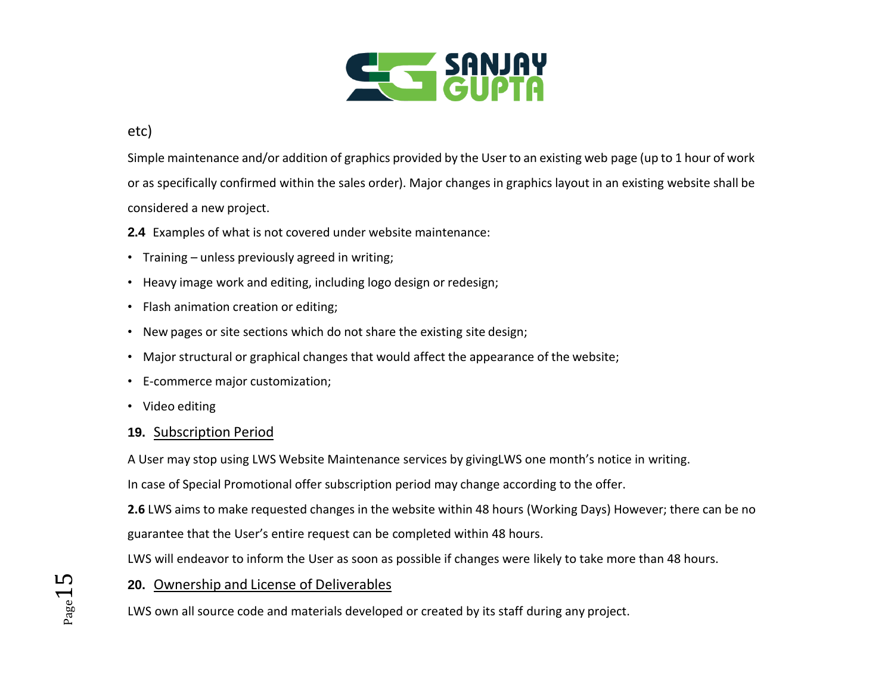etc)

Simple maintenance and/or addition of graphics provided by the User to an existing web page (up to 1 hour of work or as specifically confirmed within the sales order). Major changes in graphics layout in an existing website shall be considered a new project.

**2.4** Examples of what is not covered under website maintenance:

- Training – unless previously agreed in writing;
- Heavy image work and editing, including logo design or redesign;
- Flash animation creation or editing;
- New pages or site sections which do not share the existing site design;
- Major structural or graphical changes that would affect the appearance of the website;
- E-commerce major customization;
- Video editing

## **19.** Subscription Period

A User may stop using LWS Website Maintenance services by givingLWS one month's notice in writing.

In case of Special Promotional offer subscription period may change according to the offer.

**2.6** LWS aims to make requested changes in the website within 48 hours (Working Days) However; there can be no guarantee that the User's entire request can be completed within 48 hours.

LWS will endeavor to inform the User as soon as possible if changes were likely to take more than 48 hours.

## **20.** Ownership and License of Deliverables

LWS own all source code and materials developed or created by its staff during any project.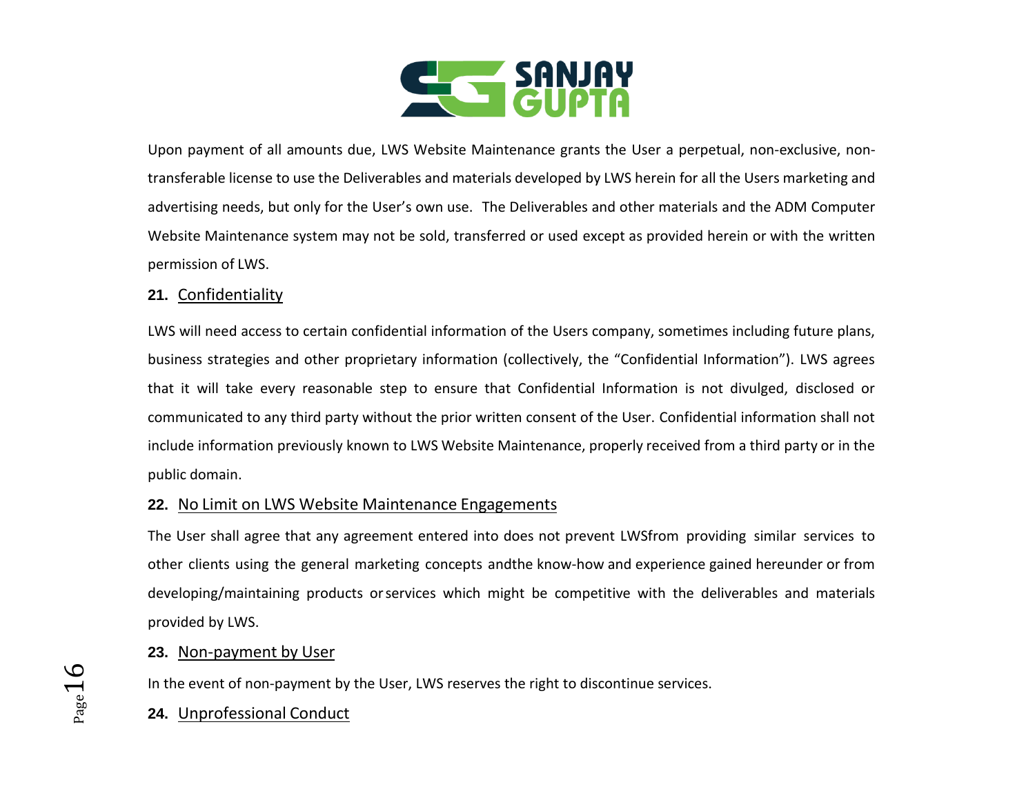Upon payment of all amounts due, LWS Website Maintenance grants the User a perpetual, non-exclusive, non-transferable license to use the Deliverables and materials developed by LWS herein for all the Users marketing and advertising needs, but only for the User's own use. The Deliverables and other materials and the ADM Computer Website Maintenance system may not be sold, transferred or used except as provided herein or with the written permission of LWS.

**21.** Confidentiality

LWS will need access to certain confidential information of the Users company, sometimes including future plans, business strategies and other proprietary information (collectively, the "Confidential Information"). LWS agrees that it will take every reasonable step to ensure that Confidential Information is not divulged, disclosed or communicated to any third party without the prior written consent of the User. Confidential information shall not include information previously known to LWS Website Maintenance, properly received from a third party or in the public domain.

**22.** No Limit on LWS Website Maintenance Engagements

The User shall agree that any agreement entered into does not prevent LWSfrom providing similar services to other clients using the general marketing concepts andthe know-how and experience gained hereunder or from developing/maintaining products orservices which might be competitive with the deliverables and materials provided by LWS.

**23.** Non-payment by User

In the event of non-payment by the User, LWS reserves the right to discontinue services.

**24.** Unprofessional Conduct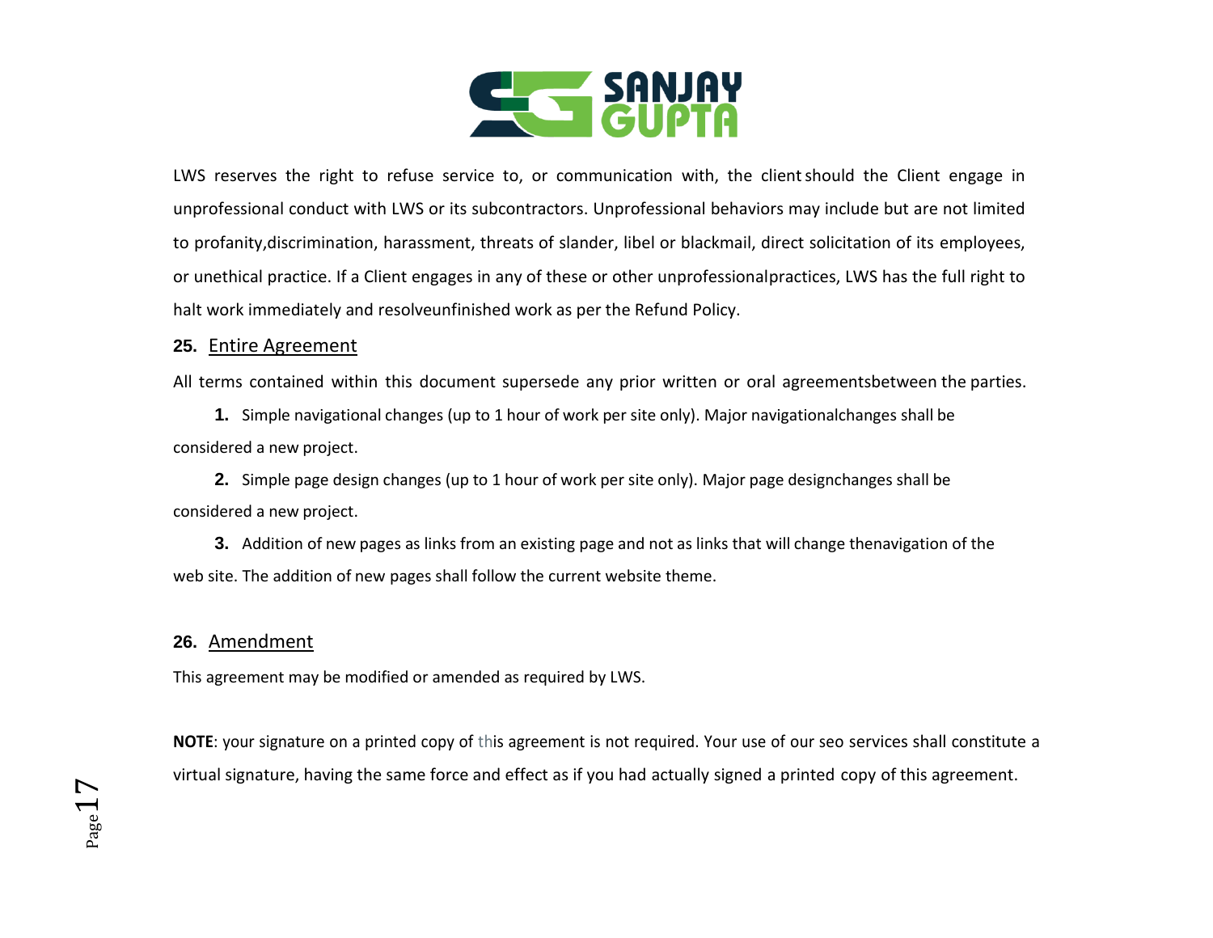LWS reserves the right to refuse service to, or communication with, the client should the Client engage in unprofessional conduct with LWS or its subcontractors. Unprofessional behaviors may include but are not limited to profanity,discrimination, harassment, threats of slander, libel or blackmail, direct solicitation of its employees, or unethical practice. If a Client engages in any of these or other unprofessionalpractices, LWS has the full right to halt work immediately and resolveunfinished work as per the Refund Policy.

## 25. Entire Agreement

All terms contained within this document supersede any prior written or oral agreementsbetween the parties.

1. Simple navigational changes (up to 1 hour of work per site only). Major navigationalchanges shall be considered a new project.
2. Simple page design changes (up to 1 hour of work per site only). Major page designchanges shall be considered a new project.
3. Addition of new pages as links from an existing page and not as links that will change thenavigation of the web site. The addition of new pages shall follow the current website theme.

## 26. Amendment

This agreement may be modified or amended as required by LWS.

**NOTE**: your signature on a printed copy of this agreement is not required. Your use of our seo services shall constitute a virtual signature, having the same force and effect as if you had actually signed a printed copy of this agreement.